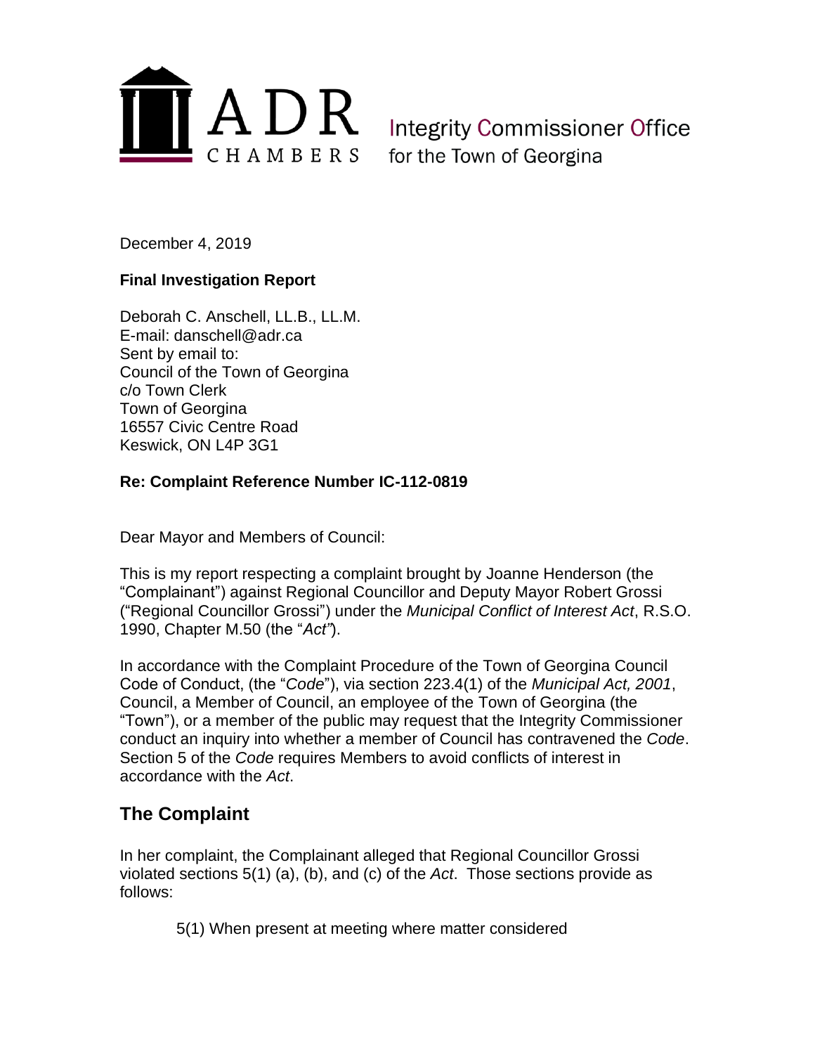ADR CHAMBERS

Integrity Commissioner Office for the Town of Georgina

December 4, 2019

**Final Investigation Report**

Deborah C. Anschell, LL.B., LL.M.
E-mail: danschell@adr.ca
Sent by email to:
Council of the Town of Georgina
c/o Town Clerk
Town of Georgina
16557 Civic Centre Road
Keswick, ON L4P 3G1

**Re: Complaint Reference Number IC-112-0819**

Dear Mayor and Members of Council:

This is my report respecting a complaint brought by Joanne Henderson (the "Complainant") against Regional Councillor and Deputy Mayor Robert Grossi ("Regional Councillor Grossi") under the *Municipal Conflict of Interest Act*, R.S.O. 1990, Chapter M.50 (the "*Act*").

In accordance with the Complaint Procedure of the Town of Georgina Council Code of Conduct, (the "*Code*"), via section 223.4(1) of the *Municipal Act, 2001*, Council, a Member of Council, an employee of the Town of Georgina (the "Town"), or a member of the public may request that the Integrity Commissioner conduct an inquiry into whether a member of Council has contravened the *Code*. Section 5 of the *Code* requires Members to avoid conflicts of interest in accordance with the *Act*.

## The Complaint

In her complaint, the Complainant alleged that Regional Councillor Grossi violated sections 5(1) (a), (b), and (c) of the *Act*. Those sections provide as follows:

> 5(1) When present at meeting where matter considered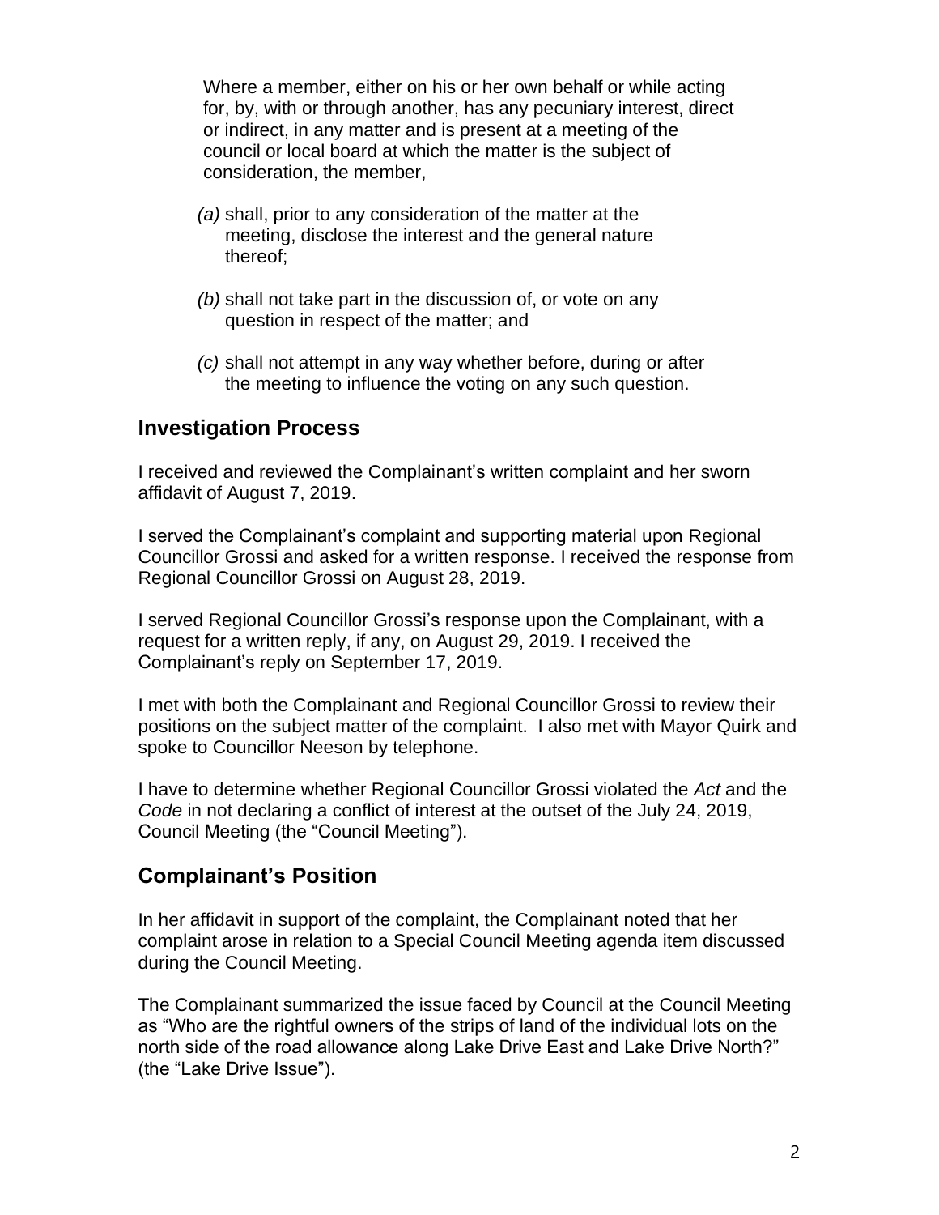> Where a member, either on his or her own behalf or while acting for, by, with or through another, has any pecuniary interest, direct or indirect, in any matter and is present at a meeting of the council or local board at which the matter is the subject of consideration, the member,
>
> *(a)* shall, prior to any consideration of the matter at the meeting, disclose the interest and the general nature thereof;
>
> *(b)* shall not take part in the discussion of, or vote on any question in respect of the matter; and
>
> *(c)* shall not attempt in any way whether before, during or after the meeting to influence the voting on any such question.

## Investigation Process

I received and reviewed the Complainant's written complaint and her sworn affidavit of August 7, 2019.

I served the Complainant's complaint and supporting material upon Regional Councillor Grossi and asked for a written response. I received the response from Regional Councillor Grossi on August 28, 2019.

I served Regional Councillor Grossi's response upon the Complainant, with a request for a written reply, if any, on August 29, 2019. I received the Complainant's reply on September 17, 2019.

I met with both the Complainant and Regional Councillor Grossi to review their positions on the subject matter of the complaint. I also met with Mayor Quirk and spoke to Councillor Neeson by telephone.

I have to determine whether Regional Councillor Grossi violated the *Act* and the *Code* in not declaring a conflict of interest at the outset of the July 24, 2019, Council Meeting (the "Council Meeting").

## Complainant's Position

In her affidavit in support of the complaint, the Complainant noted that her complaint arose in relation to a Special Council Meeting agenda item discussed during the Council Meeting.

The Complainant summarized the issue faced by Council at the Council Meeting as "Who are the rightful owners of the strips of land of the individual lots on the north side of the road allowance along Lake Drive East and Lake Drive North?" (the "Lake Drive Issue").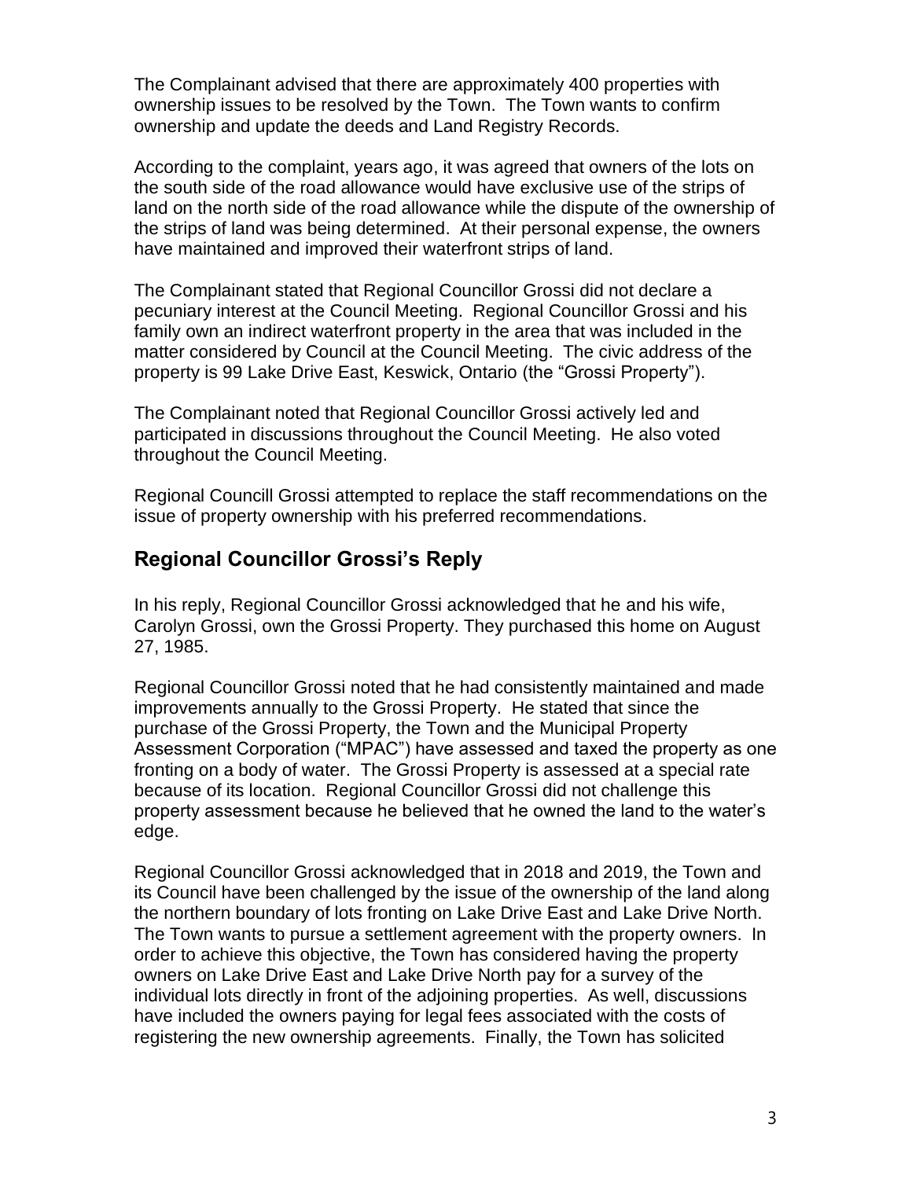The Complainant advised that there are approximately 400 properties with ownership issues to be resolved by the Town. The Town wants to confirm ownership and update the deeds and Land Registry Records.

According to the complaint, years ago, it was agreed that owners of the lots on the south side of the road allowance would have exclusive use of the strips of land on the north side of the road allowance while the dispute of the ownership of the strips of land was being determined. At their personal expense, the owners have maintained and improved their waterfront strips of land.

The Complainant stated that Regional Councillor Grossi did not declare a pecuniary interest at the Council Meeting. Regional Councillor Grossi and his family own an indirect waterfront property in the area that was included in the matter considered by Council at the Council Meeting. The civic address of the property is 99 Lake Drive East, Keswick, Ontario (the "Grossi Property").

The Complainant noted that Regional Councillor Grossi actively led and participated in discussions throughout the Council Meeting. He also voted throughout the Council Meeting.

Regional Councill Grossi attempted to replace the staff recommendations on the issue of property ownership with his preferred recommendations.

## Regional Councillor Grossi's Reply

In his reply, Regional Councillor Grossi acknowledged that he and his wife, Carolyn Grossi, own the Grossi Property. They purchased this home on August 27, 1985.

Regional Councillor Grossi noted that he had consistently maintained and made improvements annually to the Grossi Property. He stated that since the purchase of the Grossi Property, the Town and the Municipal Property Assessment Corporation ("MPAC") have assessed and taxed the property as one fronting on a body of water. The Grossi Property is assessed at a special rate because of its location. Regional Councillor Grossi did not challenge this property assessment because he believed that he owned the land to the water's edge.

Regional Councillor Grossi acknowledged that in 2018 and 2019, the Town and its Council have been challenged by the issue of the ownership of the land along the northern boundary of lots fronting on Lake Drive East and Lake Drive North. The Town wants to pursue a settlement agreement with the property owners. In order to achieve this objective, the Town has considered having the property owners on Lake Drive East and Lake Drive North pay for a survey of the individual lots directly in front of the adjoining properties. As well, discussions have included the owners paying for legal fees associated with the costs of registering the new ownership agreements. Finally, the Town has solicited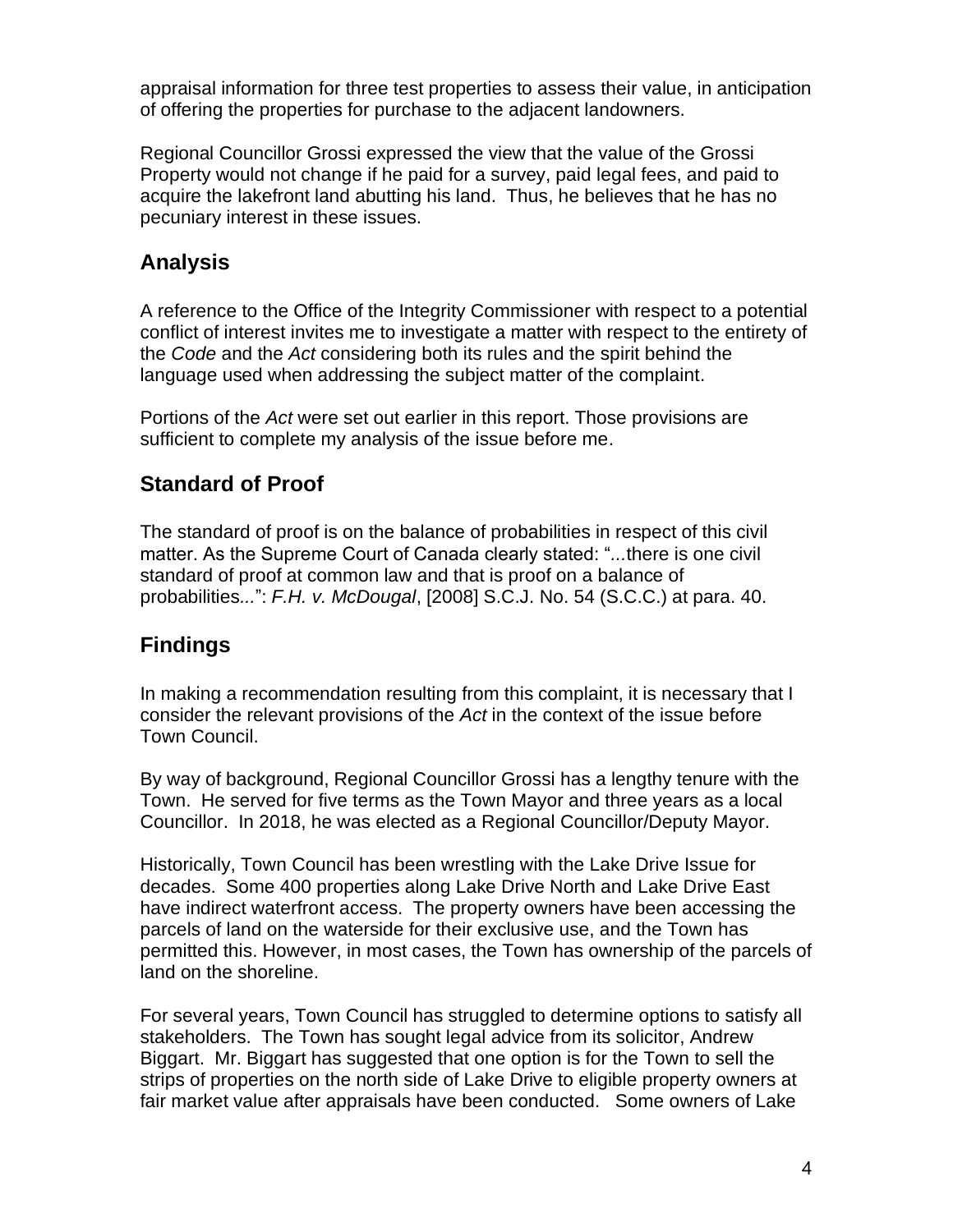appraisal information for three test properties to assess their value, in anticipation of offering the properties for purchase to the adjacent landowners.

Regional Councillor Grossi expressed the view that the value of the Grossi Property would not change if he paid for a survey, paid legal fees, and paid to acquire the lakefront land abutting his land. Thus, he believes that he has no pecuniary interest in these issues.

## Analysis

A reference to the Office of the Integrity Commissioner with respect to a potential conflict of interest invites me to investigate a matter with respect to the entirety of the *Code* and the *Act* considering both its rules and the spirit behind the language used when addressing the subject matter of the complaint.

Portions of the *Act* were set out earlier in this report. Those provisions are sufficient to complete my analysis of the issue before me.

## Standard of Proof

The standard of proof is on the balance of probabilities in respect of this civil matter. As the Supreme Court of Canada clearly stated: "...there is one civil standard of proof at common law and that is proof on a balance of probabilities...": *F.H. v. McDougal*, [2008] S.C.J. No. 54 (S.C.C.) at para. 40.

## Findings

In making a recommendation resulting from this complaint, it is necessary that I consider the relevant provisions of the *Act* in the context of the issue before Town Council.

By way of background, Regional Councillor Grossi has a lengthy tenure with the Town. He served for five terms as the Town Mayor and three years as a local Councillor. In 2018, he was elected as a Regional Councillor/Deputy Mayor.

Historically, Town Council has been wrestling with the Lake Drive Issue for decades. Some 400 properties along Lake Drive North and Lake Drive East have indirect waterfront access. The property owners have been accessing the parcels of land on the waterside for their exclusive use, and the Town has permitted this. However, in most cases, the Town has ownership of the parcels of land on the shoreline.

For several years, Town Council has struggled to determine options to satisfy all stakeholders. The Town has sought legal advice from its solicitor, Andrew Biggart. Mr. Biggart has suggested that one option is for the Town to sell the strips of properties on the north side of Lake Drive to eligible property owners at fair market value after appraisals have been conducted. Some owners of Lake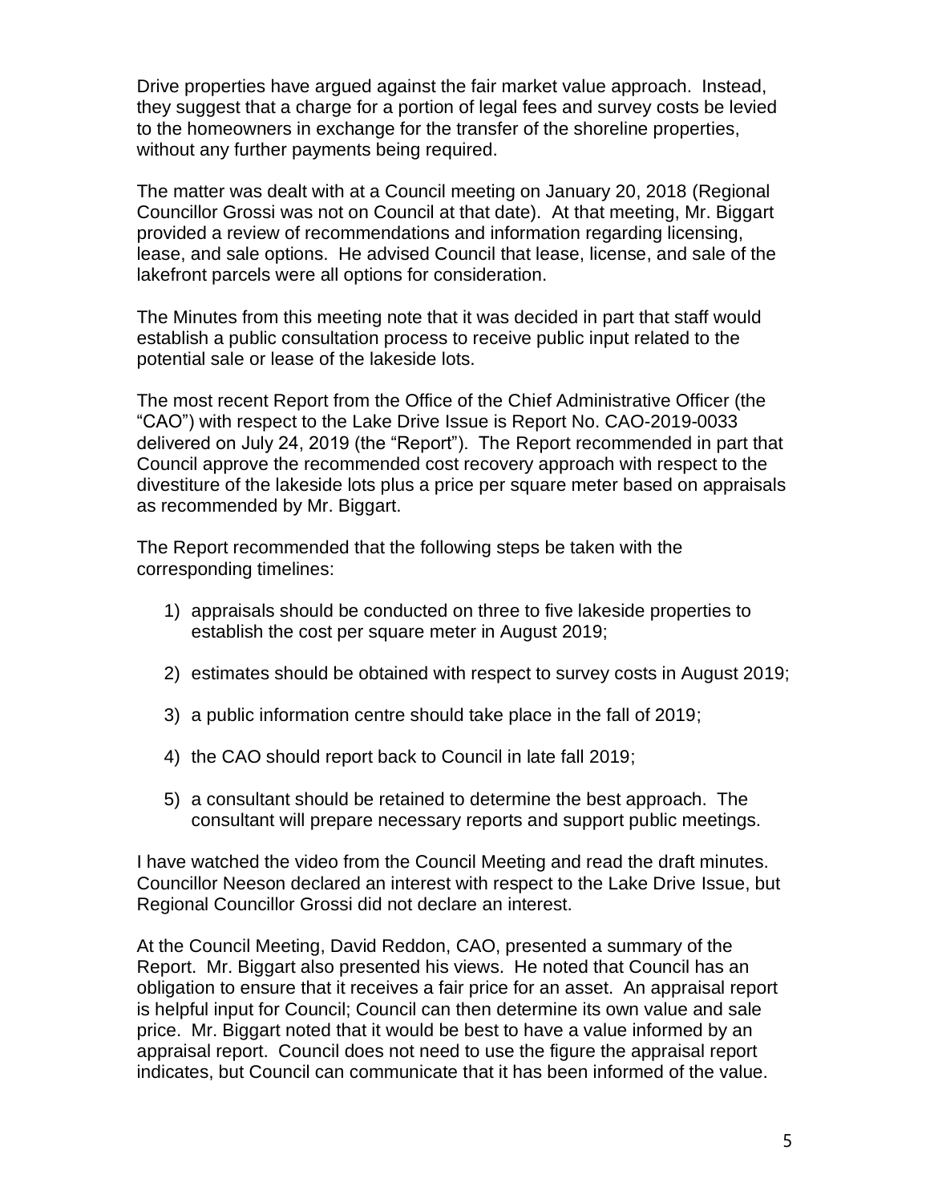Drive properties have argued against the fair market value approach. Instead, they suggest that a charge for a portion of legal fees and survey costs be levied to the homeowners in exchange for the transfer of the shoreline properties, without any further payments being required.

The matter was dealt with at a Council meeting on January 20, 2018 (Regional Councillor Grossi was not on Council at that date). At that meeting, Mr. Biggart provided a review of recommendations and information regarding licensing, lease, and sale options. He advised Council that lease, license, and sale of the lakefront parcels were all options for consideration.

The Minutes from this meeting note that it was decided in part that staff would establish a public consultation process to receive public input related to the potential sale or lease of the lakeside lots.

The most recent Report from the Office of the Chief Administrative Officer (the "CAO") with respect to the Lake Drive Issue is Report No. CAO-2019-0033 delivered on July 24, 2019 (the "Report"). The Report recommended in part that Council approve the recommended cost recovery approach with respect to the divestiture of the lakeside lots plus a price per square meter based on appraisals as recommended by Mr. Biggart.

The Report recommended that the following steps be taken with the corresponding timelines:

1) appraisals should be conducted on three to five lakeside properties to establish the cost per square meter in August 2019;

2) estimates should be obtained with respect to survey costs in August 2019;

3) a public information centre should take place in the fall of 2019;

4) the CAO should report back to Council in late fall 2019;

5) a consultant should be retained to determine the best approach. The consultant will prepare necessary reports and support public meetings.

I have watched the video from the Council Meeting and read the draft minutes. Councillor Neeson declared an interest with respect to the Lake Drive Issue, but Regional Councillor Grossi did not declare an interest.

At the Council Meeting, David Reddon, CAO, presented a summary of the Report. Mr. Biggart also presented his views. He noted that Council has an obligation to ensure that it receives a fair price for an asset. An appraisal report is helpful input for Council; Council can then determine its own value and sale price. Mr. Biggart noted that it would be best to have a value informed by an appraisal report. Council does not need to use the figure the appraisal report indicates, but Council can communicate that it has been informed of the value.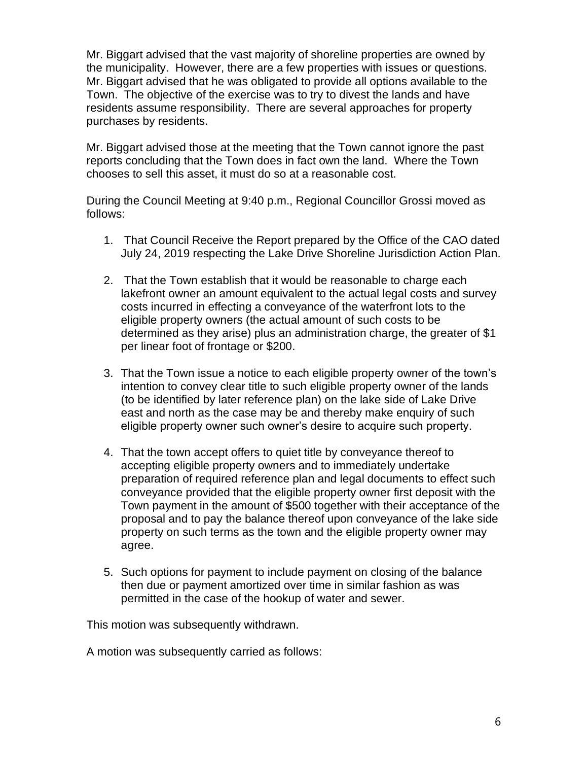Mr. Biggart advised that the vast majority of shoreline properties are owned by the municipality. However, there are a few properties with issues or questions. Mr. Biggart advised that he was obligated to provide all options available to the Town. The objective of the exercise was to try to divest the lands and have residents assume responsibility. There are several approaches for property purchases by residents.

Mr. Biggart advised those at the meeting that the Town cannot ignore the past reports concluding that the Town does in fact own the land. Where the Town chooses to sell this asset, it must do so at a reasonable cost.

During the Council Meeting at 9:40 p.m., Regional Councillor Grossi moved as follows:

1. That Council Receive the Report prepared by the Office of the CAO dated July 24, 2019 respecting the Lake Drive Shoreline Jurisdiction Action Plan.
2. That the Town establish that it would be reasonable to charge each lakefront owner an amount equivalent to the actual legal costs and survey costs incurred in effecting a conveyance of the waterfront lots to the eligible property owners (the actual amount of such costs to be determined as they arise) plus an administration charge, the greater of $1 per linear foot of frontage or $200.
3. That the Town issue a notice to each eligible property owner of the town's intention to convey clear title to such eligible property owner of the lands (to be identified by later reference plan) on the lake side of Lake Drive east and north as the case may be and thereby make enquiry of such eligible property owner such owner's desire to acquire such property.
4. That the town accept offers to quiet title by conveyance thereof to accepting eligible property owners and to immediately undertake preparation of required reference plan and legal documents to effect such conveyance provided that the eligible property owner first deposit with the Town payment in the amount of $500 together with their acceptance of the proposal and to pay the balance thereof upon conveyance of the lake side property on such terms as the town and the eligible property owner may agree.
5. Such options for payment to include payment on closing of the balance then due or payment amortized over time in similar fashion as was permitted in the case of the hookup of water and sewer.

This motion was subsequently withdrawn.

A motion was subsequently carried as follows: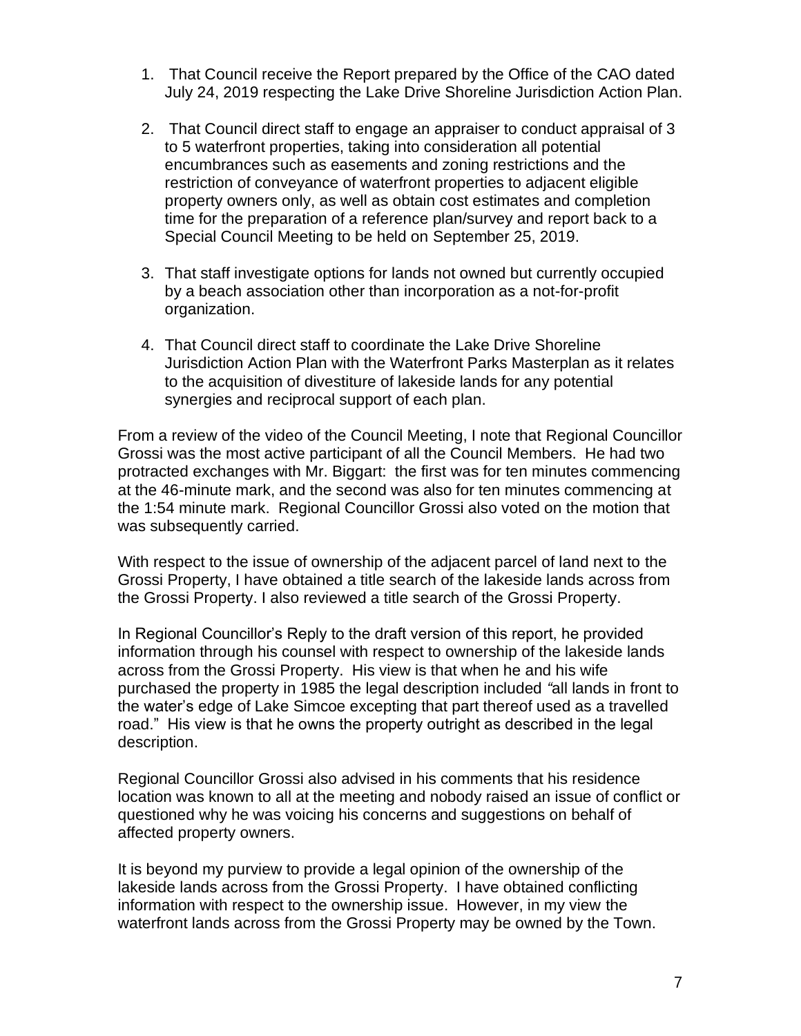1. That Council receive the Report prepared by the Office of the CAO dated July 24, 2019 respecting the Lake Drive Shoreline Jurisdiction Action Plan.

2. That Council direct staff to engage an appraiser to conduct appraisal of 3 to 5 waterfront properties, taking into consideration all potential encumbrances such as easements and zoning restrictions and the restriction of conveyance of waterfront properties to adjacent eligible property owners only, as well as obtain cost estimates and completion time for the preparation of a reference plan/survey and report back to a Special Council Meeting to be held on September 25, 2019.

3. That staff investigate options for lands not owned but currently occupied by a beach association other than incorporation as a not-for-profit organization.

4. That Council direct staff to coordinate the Lake Drive Shoreline Jurisdiction Action Plan with the Waterfront Parks Masterplan as it relates to the acquisition of divestiture of lakeside lands for any potential synergies and reciprocal support of each plan.

From a review of the video of the Council Meeting, I note that Regional Councillor Grossi was the most active participant of all the Council Members. He had two protracted exchanges with Mr. Biggart: the first was for ten minutes commencing at the 46-minute mark, and the second was also for ten minutes commencing at the 1:54 minute mark. Regional Councillor Grossi also voted on the motion that was subsequently carried.

With respect to the issue of ownership of the adjacent parcel of land next to the Grossi Property, I have obtained a title search of the lakeside lands across from the Grossi Property. I also reviewed a title search of the Grossi Property.

In Regional Councillor's Reply to the draft version of this report, he provided information through his counsel with respect to ownership of the lakeside lands across from the Grossi Property. His view is that when he and his wife purchased the property in 1985 the legal description included "all lands in front to the water's edge of Lake Simcoe excepting that part thereof used as a travelled road." His view is that he owns the property outright as described in the legal description.

Regional Councillor Grossi also advised in his comments that his residence location was known to all at the meeting and nobody raised an issue of conflict or questioned why he was voicing his concerns and suggestions on behalf of affected property owners.

It is beyond my purview to provide a legal opinion of the ownership of the lakeside lands across from the Grossi Property. I have obtained conflicting information with respect to the ownership issue. However, in my view the waterfront lands across from the Grossi Property may be owned by the Town.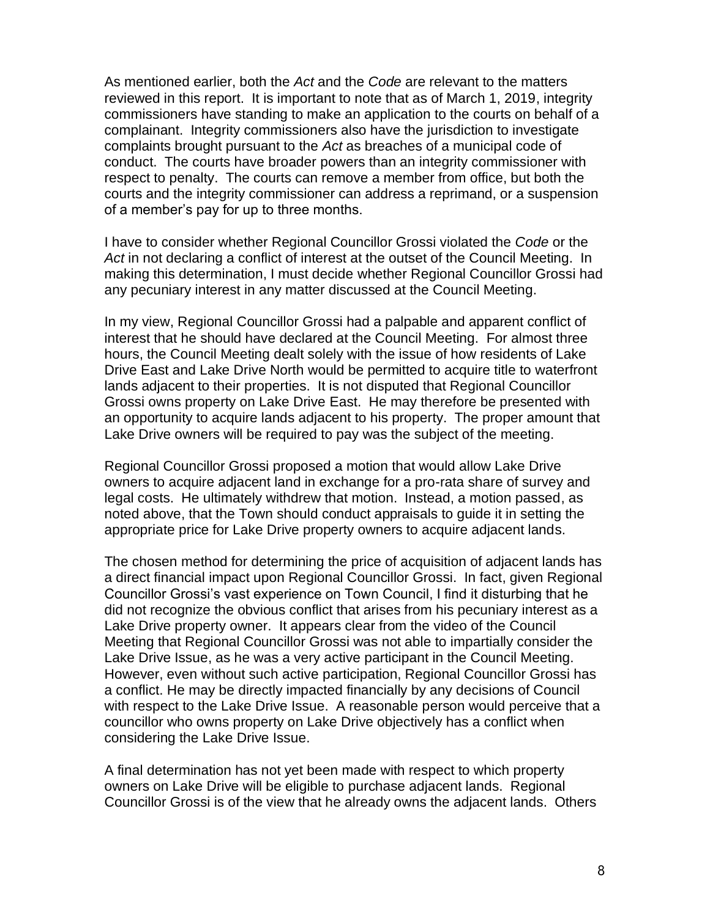As mentioned earlier, both the *Act* and the *Code* are relevant to the matters reviewed in this report. It is important to note that as of March 1, 2019, integrity commissioners have standing to make an application to the courts on behalf of a complainant. Integrity commissioners also have the jurisdiction to investigate complaints brought pursuant to the *Act* as breaches of a municipal code of conduct. The courts have broader powers than an integrity commissioner with respect to penalty. The courts can remove a member from office, but both the courts and the integrity commissioner can address a reprimand, or a suspension of a member's pay for up to three months.

I have to consider whether Regional Councillor Grossi violated the *Code* or the *Act* in not declaring a conflict of interest at the outset of the Council Meeting. In making this determination, I must decide whether Regional Councillor Grossi had any pecuniary interest in any matter discussed at the Council Meeting.

In my view, Regional Councillor Grossi had a palpable and apparent conflict of interest that he should have declared at the Council Meeting. For almost three hours, the Council Meeting dealt solely with the issue of how residents of Lake Drive East and Lake Drive North would be permitted to acquire title to waterfront lands adjacent to their properties. It is not disputed that Regional Councillor Grossi owns property on Lake Drive East. He may therefore be presented with an opportunity to acquire lands adjacent to his property. The proper amount that Lake Drive owners will be required to pay was the subject of the meeting.

Regional Councillor Grossi proposed a motion that would allow Lake Drive owners to acquire adjacent land in exchange for a pro-rata share of survey and legal costs. He ultimately withdrew that motion. Instead, a motion passed, as noted above, that the Town should conduct appraisals to guide it in setting the appropriate price for Lake Drive property owners to acquire adjacent lands.

The chosen method for determining the price of acquisition of adjacent lands has a direct financial impact upon Regional Councillor Grossi. In fact, given Regional Councillor Grossi's vast experience on Town Council, I find it disturbing that he did not recognize the obvious conflict that arises from his pecuniary interest as a Lake Drive property owner. It appears clear from the video of the Council Meeting that Regional Councillor Grossi was not able to impartially consider the Lake Drive Issue, as he was a very active participant in the Council Meeting. However, even without such active participation, Regional Councillor Grossi has a conflict. He may be directly impacted financially by any decisions of Council with respect to the Lake Drive Issue. A reasonable person would perceive that a councillor who owns property on Lake Drive objectively has a conflict when considering the Lake Drive Issue.

A final determination has not yet been made with respect to which property owners on Lake Drive will be eligible to purchase adjacent lands. Regional Councillor Grossi is of the view that he already owns the adjacent lands. Others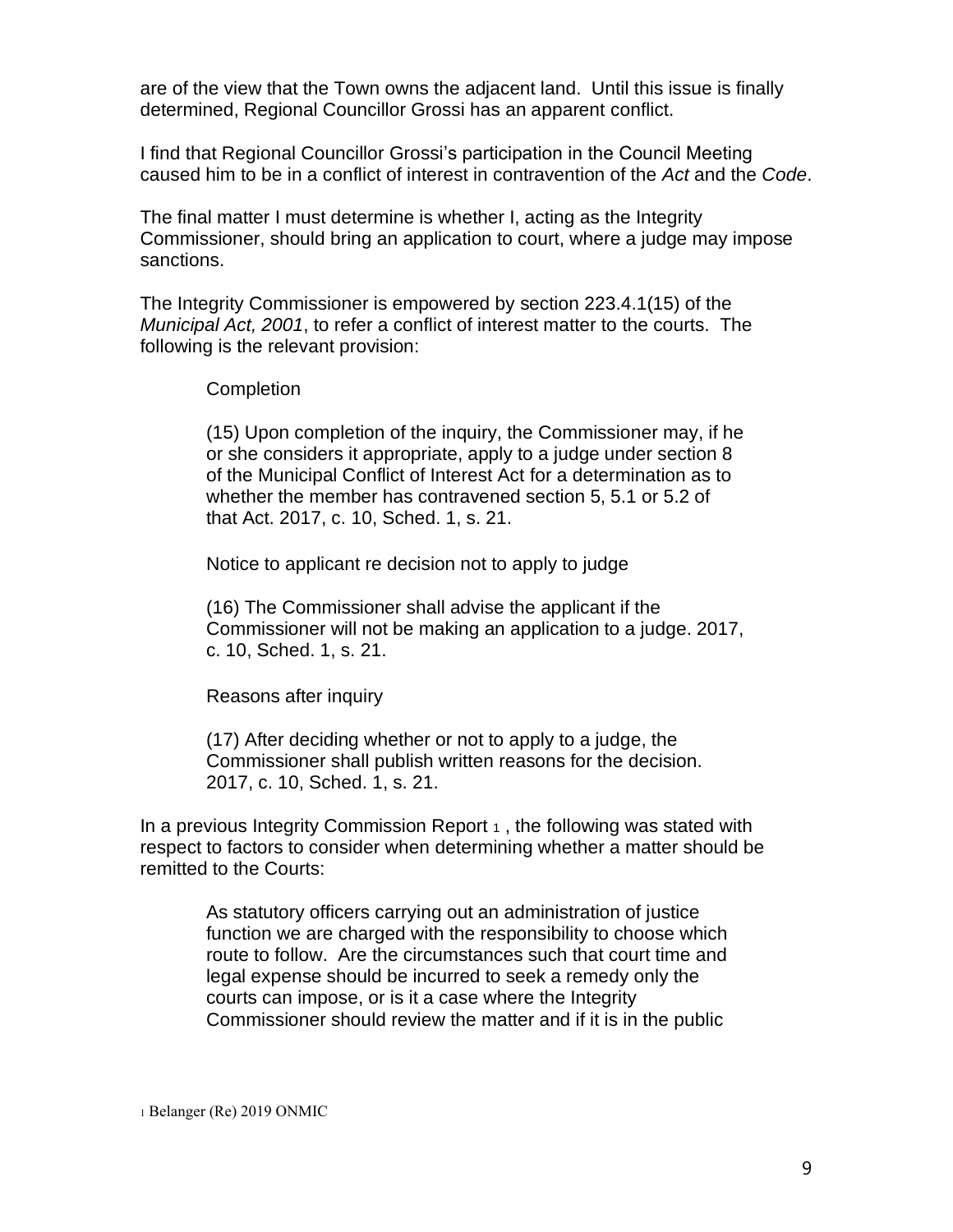are of the view that the Town owns the adjacent land. Until this issue is finally determined, Regional Councillor Grossi has an apparent conflict.

I find that Regional Councillor Grossi's participation in the Council Meeting caused him to be in a conflict of interest in contravention of the *Act* and the *Code*.

The final matter I must determine is whether I, acting as the Integrity Commissioner, should bring an application to court, where a judge may impose sanctions.

The Integrity Commissioner is empowered by section 223.4.1(15) of the *Municipal Act, 2001*, to refer a conflict of interest matter to the courts. The following is the relevant provision:

> Completion
>
> (15) Upon completion of the inquiry, the Commissioner may, if he or she considers it appropriate, apply to a judge under section 8 of the Municipal Conflict of Interest Act for a determination as to whether the member has contravened section 5, 5.1 or 5.2 of that Act. 2017, c. 10, Sched. 1, s. 21.
>
> Notice to applicant re decision not to apply to judge
>
> (16) The Commissioner shall advise the applicant if the Commissioner will not be making an application to a judge. 2017, c. 10, Sched. 1, s. 21.
>
> Reasons after inquiry
>
> (17) After deciding whether or not to apply to a judge, the Commissioner shall publish written reasons for the decision. 2017, c. 10, Sched. 1, s. 21.

In a previous Integrity Commission Report [1], the following was stated with respect to factors to consider when determining whether a matter should be remitted to the Courts:

> As statutory officers carrying out an administration of justice function we are charged with the responsibility to choose which route to follow. Are the circumstances such that court time and legal expense should be incurred to seek a remedy only the courts can impose, or is it a case where the Integrity Commissioner should review the matter and if it is in the public

[1] Belanger (Re) 2019 ONMIC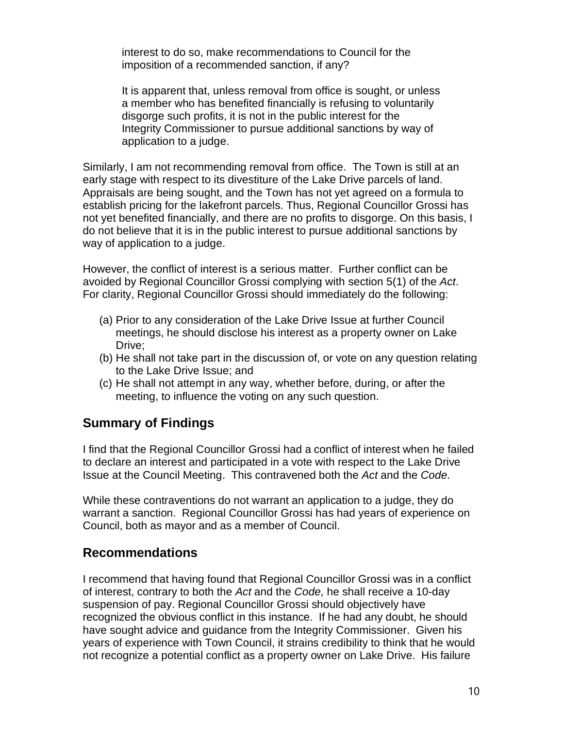> interest to do so, make recommendations to Council for the imposition of a recommended sanction, if any?
>
> It is apparent that, unless removal from office is sought, or unless a member who has benefited financially is refusing to voluntarily disgorge such profits, it is not in the public interest for the Integrity Commissioner to pursue additional sanctions by way of application to a judge.

Similarly, I am not recommending removal from office. The Town is still at an early stage with respect to its divestiture of the Lake Drive parcels of land. Appraisals are being sought, and the Town has not yet agreed on a formula to establish pricing for the lakefront parcels. Thus, Regional Councillor Grossi has not yet benefited financially, and there are no profits to disgorge. On this basis, I do not believe that it is in the public interest to pursue additional sanctions by way of application to a judge.

However, the conflict of interest is a serious matter. Further conflict can be avoided by Regional Councillor Grossi complying with section 5(1) of the *Act*. For clarity, Regional Councillor Grossi should immediately do the following:

(a) Prior to any consideration of the Lake Drive Issue at further Council meetings, he should disclose his interest as a property owner on Lake Drive;
(b) He shall not take part in the discussion of, or vote on any question relating to the Lake Drive Issue; and
(c) He shall not attempt in any way, whether before, during, or after the meeting, to influence the voting on any such question.

## Summary of Findings

I find that the Regional Councillor Grossi had a conflict of interest when he failed to declare an interest and participated in a vote with respect to the Lake Drive Issue at the Council Meeting. This contravened both the *Act* and the *Code.*

While these contraventions do not warrant an application to a judge, they do warrant a sanction. Regional Councillor Grossi has had years of experience on Council, both as mayor and as a member of Council.

## Recommendations

I recommend that having found that Regional Councillor Grossi was in a conflict of interest, contrary to both the *Act* and the *Code,* he shall receive a 10-day suspension of pay. Regional Councillor Grossi should objectively have recognized the obvious conflict in this instance. If he had any doubt, he should have sought advice and guidance from the Integrity Commissioner. Given his years of experience with Town Council, it strains credibility to think that he would not recognize a potential conflict as a property owner on Lake Drive. His failure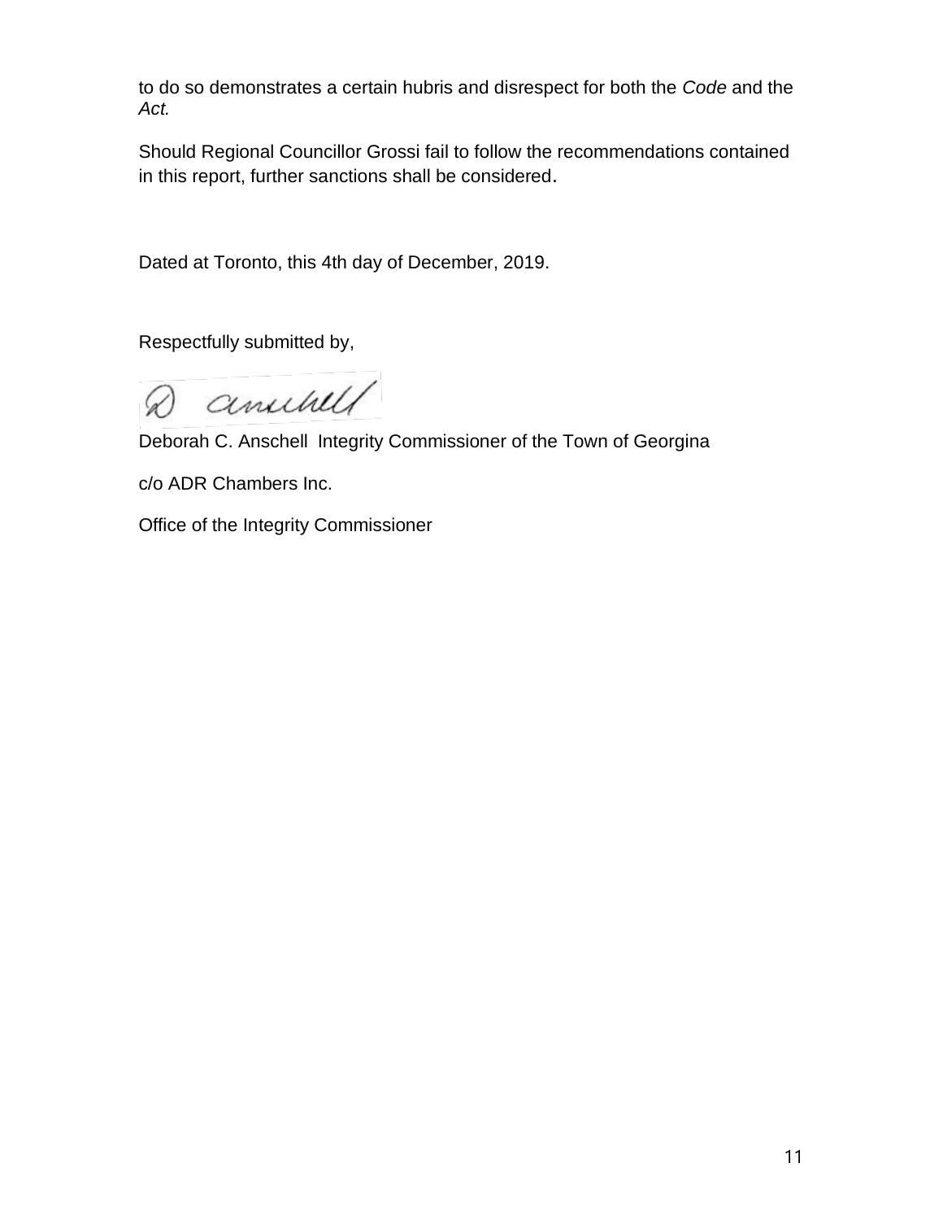to do so demonstrates a certain hubris and disrespect for both the *Code* and the *Act.*

Should Regional Councillor Grossi fail to follow the recommendations contained in this report, further sanctions shall be considered.

Dated at Toronto, this 4th day of December, 2019.

Respectfully submitted by,

D anschell

Deborah C. Anschell Integrity Commissioner of the Town of Georgina

c/o ADR Chambers Inc.

Office of the Integrity Commissioner